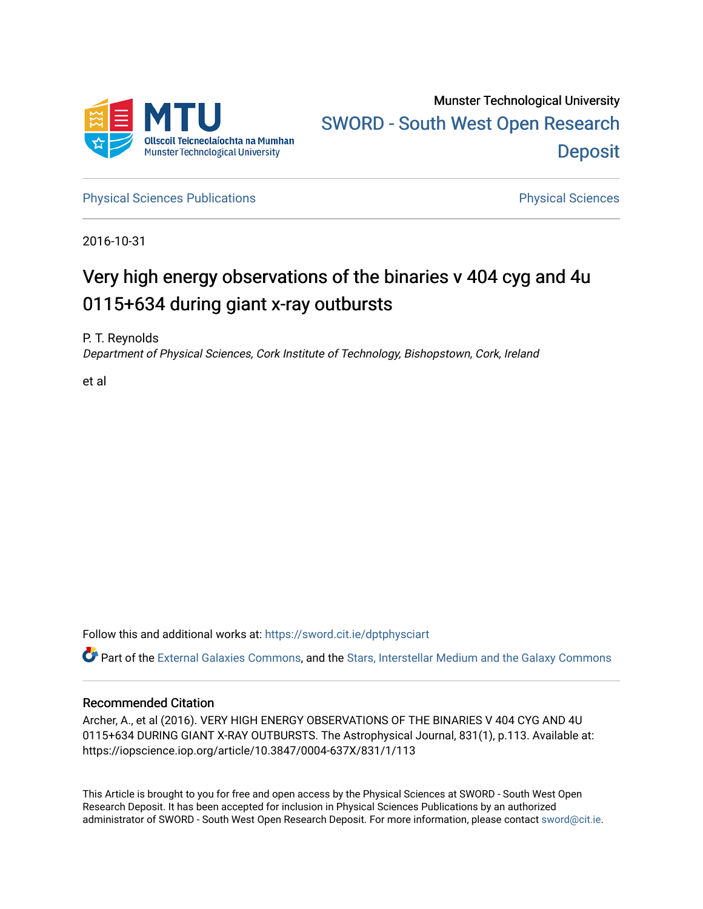Munster Technological University

SWORD - South West Open Research Deposit

Physical Sciences Publications

Physical Sciences

2016-10-31

# Very high energy observations of the binaries v 404 cyg and 4u 0115+634 during giant x-ray outbursts

P. T. Reynolds

*Department of Physical Sciences, Cork Institute of Technology, Bishopstown, Cork, Ireland*

et al

Follow this and additional works at: https://sword.cit.ie/dptphysciart

Part of the External Galaxies Commons, and the Stars, Interstellar Medium and the Galaxy Commons

## Recommended Citation

Archer, A., et al (2016). VERY HIGH ENERGY OBSERVATIONS OF THE BINARIES V 404 CYG AND 4U 0115+634 DURING GIANT X-RAY OUTBURSTS. The Astrophysical Journal, 831(1), p.113. Available at: https://iopscience.iop.org/article/10.3847/0004-637X/831/1/113

This Article is brought to you for free and open access by the Physical Sciences at SWORD - South West Open Research Deposit. It has been accepted for inclusion in Physical Sciences Publications by an authorized administrator of SWORD - South West Open Research Deposit. For more information, please contact sword@cit.ie.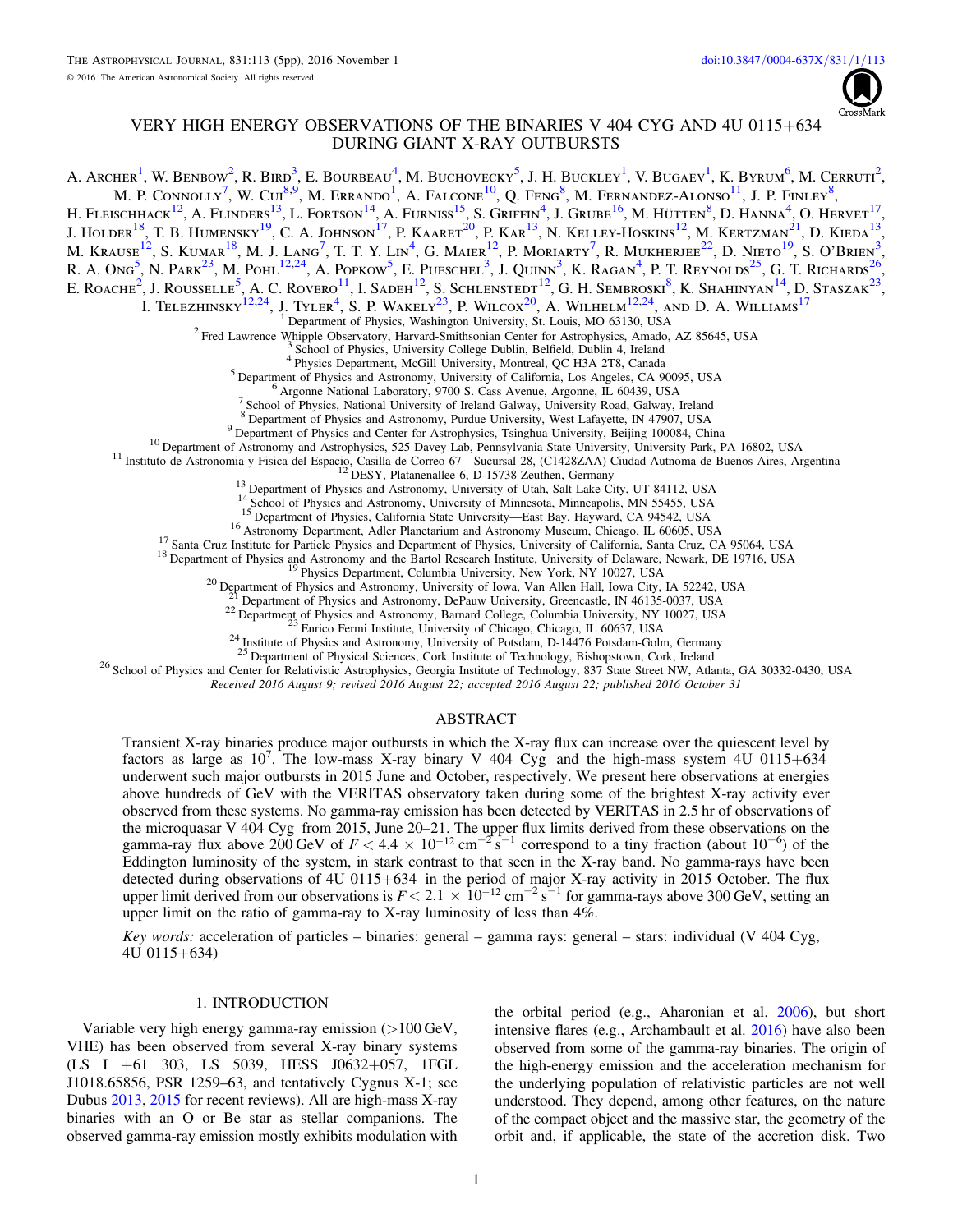# VERY HIGH ENERGY OBSERVATIONS OF THE BINARIES V 404 CYG AND 4U 0115+634 DURING GIANT X-RAY OUTBURSTS

A. Archer[1], W. Benbow[2], R. Bird[3], E. Bourbeau[4], M. Buchovecky[5], J. H. Buckley[1], V. Bugaev[1], K. Byrum[6], M. Cerruti[2], M. P. Connolly[7], W. Cui[8,9], M. Errando[1], A. Falcone[10], Q. Feng[8], M. Fernandez-Alonso[11], J. P. Finley[8], H. Fleischhack[12], A. Flinders[13], L. Fortson[14], A. Furniss[15], S. Griffin[4], J. Grube[16], M. Hütten[8], D. Hanna[4], O. Hervet[17], J. Holder[18], T. B. Humensky[19], C. A. Johnson[17], P. Kaaret[20], P. Kar[13], N. Kelley-Hoskins[12], M. Kertzman[21], D. Kieda[13], M. Krause[12], S. Kumar[18], M. J. Lang[7], T. T. Y. Lin[4], G. Maier[12], P. Moriarty[7], R. Mukherjee[22], D. Nieto[19], S. O'Brien[3], R. A. Ong[5], N. Park[23], M. Pohl[12,24], A. Popkow[5], E. Pueschel[3], J. Quinn[3], K. Ragan[4], P. T. Reynolds[25], G. T. Richards[26], E. Roache[2], J. Rousselle[5], A. C. Rovero[11], I. Sadeh[12], S. Schlenstedt[12], G. H. Sembroski[8], K. Shahinyan[14], D. Staszak[23], I. Telezhinsky[12,24], J. Tyler[4], S. P. Wakely[23], P. Wilcox[20], A. Wilhelm[12,24], and D. A. Williams[17]

[1] Department of Physics, Washington University, St. Louis, MO 63130, USA
[2] Fred Lawrence Whipple Observatory, Harvard-Smithsonian Center for Astrophysics, Amado, AZ 85645, USA
[3] School of Physics, University College Dublin, Belfield, Dublin 4, Ireland
[4] Physics Department, McGill University, Montreal, QC H3A 2T8, Canada
[5] Department of Physics and Astronomy, University of California, Los Angeles, CA 90095, USA
[6] Argonne National Laboratory, 9700 S. Cass Avenue, Argonne, IL 60439, USA
[7] School of Physics, National University of Ireland Galway, University Road, Galway, Ireland
[8] Department of Physics and Astronomy, Purdue University, West Lafayette, IN 47907, USA
[9] Department of Physics and Center for Astrophysics, Tsinghua University, Beijing 100084, China
[10] Department of Astronomy and Astrophysics, 525 Davey Lab, Pennsylvania State University, University Park, PA 16802, USA
[11] Instituto de Astronomia y Fisica del Espacio, Casilla de Correo 67—Sucursal 28, (C1428ZAA) Ciudad Autonoma de Buenos Aires, Argentina
[12] DESY, Platanenallee 6, D-15738 Zeuthen, Germany
[13] Department of Physics and Astronomy, University of Utah, Salt Lake City, UT 84112, USA
[14] School of Physics and Astronomy, University of Minnesota, Minneapolis, MN 55455, USA
[15] Department of Physics, California State University—East Bay, Hayward, CA 94542, USA
[16] Astronomy Department, Adler Planetarium and Astronomy Museum, Chicago, IL 60605, USA
[17] Santa Cruz Institute for Particle Physics and Department of Physics, University of California, Santa Cruz, CA 95064, USA
[18] Department of Physics and Astronomy and the Bartol Research Institute, University of Delaware, Newark, DE 19716, USA
[19] Physics Department, Columbia University, New York, NY 10027, USA
[20] Department of Physics and Astronomy, University of Iowa, Van Allen Hall, Iowa City, IA 52242, USA
[21] Department of Physics and Astronomy, DePauw University, Greencastle, IN 46135-0037, USA
[22] Department of Physics and Astronomy, Barnard College, Columbia University, NY 10027, USA
[23] Enrico Fermi Institute, University of Chicago, Chicago, IL 60637, USA
[24] Institute of Physics and Astronomy, University of Potsdam, D-14476 Potsdam-Golm, Germany
[25] Department of Physical Sciences, Cork Institute of Technology, Bishopstown, Cork, Ireland
[26] School of Physics and Center for Relativistic Astrophysics, Georgia Institute of Technology, 837 State Street NW, Atlanta, GA 30332-0430, USA

*Received 2016 August 9; revised 2016 August 22; accepted 2016 August 22; published 2016 October 31*

## ABSTRACT

Transient X-ray binaries produce major outbursts in which the X-ray flux can increase over the quiescent level by factors as large as $10^7$. The low-mass X-ray binary V 404 Cyg and the high-mass system 4U 0115+634 underwent such major outbursts in 2015 June and October, respectively. We present here observations at energies above hundreds of GeV with the VERITAS observatory taken during some of the brightest X-ray activity ever observed from these systems. No gamma-ray emission has been detected by VERITAS in 2.5 hr of observations of the microquasar V 404 Cyg from 2015, June 20–21. The upper flux limits derived from these observations on the gamma-ray flux above 200 GeV of $F < 4.4 \times 10^{-12}\ \mathrm{cm^{-2}\,s^{-1}}$ correspond to a tiny fraction (about $10^{-6}$) of the Eddington luminosity of the system, in stark contrast to that seen in the X-ray band. No gamma-rays have been detected during observations of 4U 0115+634 in the period of major X-ray activity in 2015 October. The flux upper limit derived from our observations is $F < 2.1 \times 10^{-12}\ \mathrm{cm^{-2}\,s^{-1}}$ for gamma-rays above 300 GeV, setting an upper limit on the ratio of gamma-ray to X-ray luminosity of less than 4%.

*Key words:* acceleration of particles – binaries: general – gamma rays: general – stars: individual (V 404 Cyg, 4U 0115+634)

## 1. INTRODUCTION

Variable very high energy gamma-ray emission (>100 GeV, VHE) has been observed from several X-ray binary systems (LS I +61 303, LS 5039, HESS J0632+057, 1FGL J1018.65856, PSR 1259–63, and tentatively Cygnus X-1; see Dubus 2013, 2015 for recent reviews). All are high-mass X-ray binaries with an O or Be star as stellar companions. The observed gamma-ray emission mostly exhibits modulation with the orbital period (e.g., Aharonian et al. 2006), but short intensive flares (e.g., Archambault et al. 2016) have also been observed from some of the gamma-ray binaries. The origin of the high-energy emission and the acceleration mechanism for the underlying population of relativistic particles are not well understood. They depend, among other features, on the nature of the compact object and the massive star, the geometry of the orbit and, if applicable, the state of the accretion disk. Two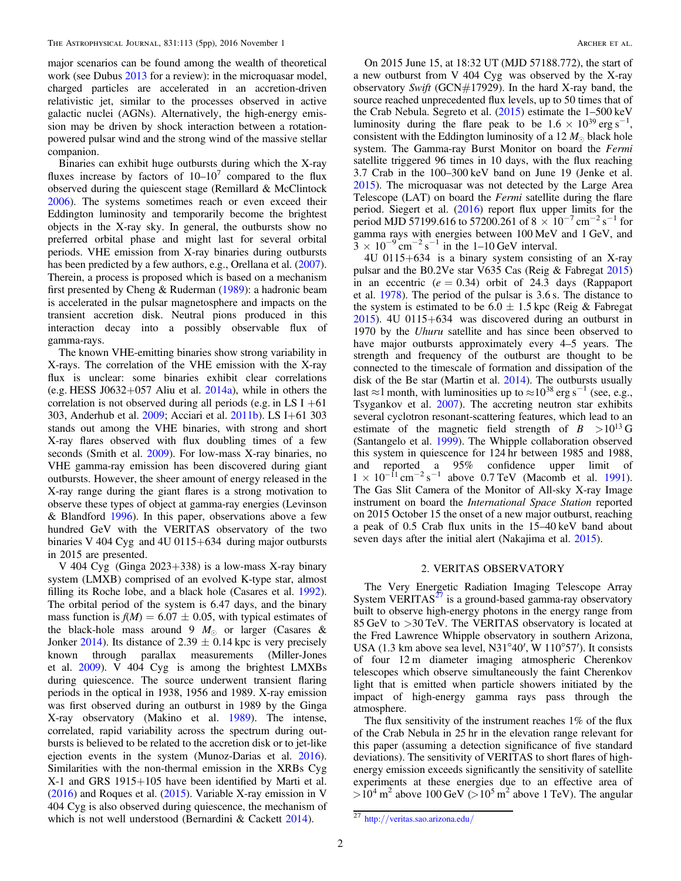major scenarios can be found among the wealth of theoretical work (see Dubus 2013 for a review): in the microquasar model, charged particles are accelerated in an accretion-driven relativistic jet, similar to the processes observed in active galactic nuclei (AGNs). Alternatively, the high-energy emission may be driven by shock interaction between a rotation-powered pulsar wind and the strong wind of the massive stellar companion.

Binaries can exhibit huge outbursts during which the X-ray fluxes increase by factors of 10–$10^7$ compared to the flux observed during the quiescent stage (Remillard & McClintock 2006). The systems sometimes reach or even exceed their Eddington luminosity and temporarily become the brightest objects in the X-ray sky. In general, the outbursts show no preferred orbital phase and might last for several orbital periods. VHE emission from X-ray binaries during outbursts has been predicted by a few authors, e.g., Orellana et al. (2007). Therein, a process is proposed which is based on a mechanism first presented by Cheng & Ruderman (1989): a hadronic beam is accelerated in the pulsar magnetosphere and impacts on the transient accretion disk. Neutral pions produced in this interaction decay into a possibly observable flux of gamma-rays.

The known VHE-emitting binaries show strong variability in X-rays. The correlation of the VHE emission with the X-ray flux is unclear: some binaries exhibit clear correlations (e.g. HESS J0632+057 Aliu et al. 2014a), while in others the correlation is not observed during all periods (e.g. in LS I +61 303, Anderhub et al. 2009; Acciari et al. 2011b). LS I+61 303 stands out among the VHE binaries, with strong and short X-ray flares observed with flux doubling times of a few seconds (Smith et al. 2009). For low-mass X-ray binaries, no VHE gamma-ray emission has been discovered during giant outbursts. However, the sheer amount of energy released in the X-ray range during the giant flares is a strong motivation to observe these types of object at gamma-ray energies (Levinson & Blandford 1996). In this paper, observations above a few hundred GeV with the VERITAS observatory of the two binaries V 404 Cyg and 4U 0115+634 during major outbursts in 2015 are presented.

V 404 Cyg (Ginga 2023+338) is a low-mass X-ray binary system (LMXB) comprised of an evolved K-type star, almost filling its Roche lobe, and a black hole (Casares et al. 1992). The orbital period of the system is 6.47 days, and the binary mass function is $f(M) = 6.07 \pm 0.05$, with typical estimates of the black-hole mass around 9 $M_\odot$ or larger (Casares & Jonker 2014). Its distance of $2.39 \pm 0.14$ kpc is very precisely known through parallax measurements (Miller-Jones et al. 2009). V 404 Cyg is among the brightest LMXBs during quiescence. The source underwent transient flaring periods in the optical in 1938, 1956 and 1989. X-ray emission was first observed during an outburst in 1989 by the Ginga X-ray observatory (Makino et al. 1989). The intense, correlated, rapid variability across the spectrum during outbursts is believed to be related to the accretion disk or to jet-like ejection events in the system (Munoz-Darias et al. 2016). Similarities with the non-thermal emission in the XRBs Cyg X-1 and GRS 1915+105 have been identified by Marti et al. (2016) and Roques et al. (2015). Variable X-ray emission in V 404 Cyg is also observed during quiescence, the mechanism of which is not well understood (Bernardini & Cackett 2014).

On 2015 June 15, at 18:32 UT (MJD 57188.772), the start of a new outburst from V 404 Cyg was observed by the X-ray observatory *Swift* (GCN#17929). In the hard X-ray band, the source reached unprecedented flux levels, up to 50 times that of the Crab Nebula. Segreto et al. (2015) estimate the 1–500 keV luminosity during the flare peak to be $1.6 \times 10^{39}$ erg s$^{-1}$, consistent with the Eddington luminosity of a 12 $M_\odot$ black hole system. The Gamma-ray Burst Monitor on board the *Fermi* satellite triggered 96 times in 10 days, with the flux reaching 3.7 Crab in the 100–300 keV band on June 19 (Jenke et al. 2015). The microquasar was not detected by the Large Area Telescope (LAT) on board the *Fermi* satellite during the flare period. Siegert et al. (2016) report flux upper limits for the period MJD 57199.616 to 57200.261 of $8 \times 10^{-7}$ cm$^{-2}$ s$^{-1}$ for gamma rays with energies between 100 MeV and 1 GeV, and $3 \times 10^{-9}$ cm$^{-2}$ s$^{-1}$ in the 1–10 GeV interval.

4U 0115+634 is a binary system consisting of an X-ray pulsar and the B0.2Ve star V635 Cas (Reig & Fabregat 2015) in an eccentric ($e = 0.34$) orbit of 24.3 days (Rappaport et al. 1978). The period of the pulsar is 3.6 s. The distance to the system is estimated to be $6.0 \pm 1.5$ kpc (Reig & Fabregat 2015). 4U 0115+634 was discovered during an outburst in 1970 by the *Uhuru* satellite and has since been observed to have major outbursts approximately every 4–5 years. The strength and frequency of the outburst are thought to be connected to the timescale of formation and dissipation of the disk of the Be star (Martin et al. 2014). The outbursts usually last ≈1 month, with luminosities up to ≈$10^{38}$ erg s$^{-1}$ (see, e.g., Tsygankov et al. 2007). The accreting neutron star exhibits several cyclotron resonant-scattering features, which lead to an estimate of the magnetic field strength of $B > 10^{13}$ G (Santangelo et al. 1999). The Whipple collaboration observed this system in quiescence for 124 hr between 1985 and 1988, and reported a 95% confidence upper limit of $1 \times 10^{-11}$ cm$^{-2}$ s$^{-1}$ above 0.7 TeV (Macomb et al. 1991). The Gas Slit Camera of the Monitor of All-sky X-ray Image instrument on board the *International Space Station* reported on 2015 October 15 the onset of a new major outburst, reaching a peak of 0.5 Crab flux units in the 15–40 keV band about seven days after the initial alert (Nakajima et al. 2015).

## 2. VERITAS OBSERVATORY

The Very Energetic Radiation Imaging Telescope Array System VERITAS[27] is a ground-based gamma-ray observatory built to observe high-energy photons in the energy range from 85 GeV to >30 TeV. The VERITAS observatory is located at the Fred Lawrence Whipple observatory in southern Arizona, USA (1.3 km above sea level, N31°40′, W 110°57′). It consists of four 12 m diameter imaging atmospheric Cherenkov telescopes which observe simultaneously the faint Cherenkov light that is emitted when particle showers initiated by the impact of high-energy gamma rays pass through the atmosphere.

The flux sensitivity of the instrument reaches 1% of the flux of the Crab Nebula in 25 hr in the elevation range relevant for this paper (assuming a detection significance of five standard deviations). The sensitivity of VERITAS to short flares of high-energy emission exceeds significantly the sensitivity of satellite experiments at these energies due to an effective area of >$10^4$ m$^2$ above 100 GeV (>$10^5$ m$^2$ above 1 TeV). The angular

[27] http://veritas.sao.arizona.edu/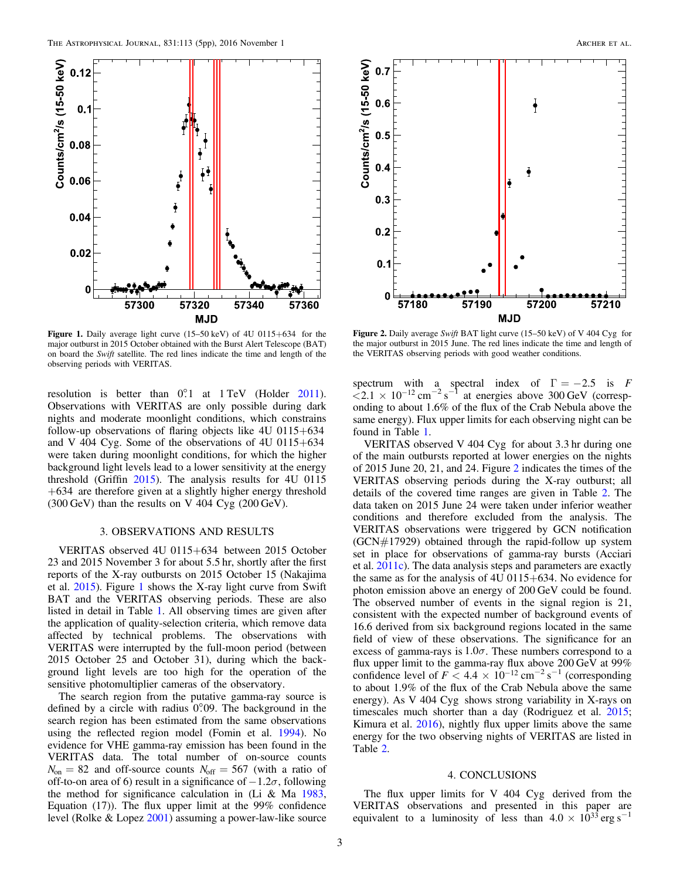**Figure 1.** Daily average light curve (15–50 keV) of 4U 0115+634 for the major outburst in 2015 October obtained with the Burst Alert Telescope (BAT) on board the *Swift* satellite. The red lines indicate the time and length of the observing periods with VERITAS.

**Figure 2.** Daily average *Swift* BAT light curve (15–50 keV) of V 404 Cyg for the major outburst in 2015 June. The red lines indicate the time and length of the VERITAS observing periods with good weather conditions.

resolution is better than 0°.1 at 1 TeV (Holder 2011). Observations with VERITAS are only possible during dark nights and moderate moonlight conditions, which constrains follow-up observations of flaring objects like 4U 0115+634 and V 404 Cyg. Some of the observations of 4U 0115+634 were taken during moonlight conditions, for which the higher background light levels lead to a lower sensitivity at the energy threshold (Griffin 2015). The analysis results for 4U 0115+634 are therefore given at a slightly higher energy threshold (300 GeV) than the results on V 404 Cyg (200 GeV).

## 3. OBSERVATIONS AND RESULTS

VERITAS observed 4U 0115+634 between 2015 October 23 and 2015 November 3 for about 5.5 hr, shortly after the first reports of the X-ray outbursts on 2015 October 15 (Nakajima et al. 2015). Figure 1 shows the X-ray light curve from Swift BAT and the VERITAS observing periods. These are also listed in detail in Table 1. All observing times are given after the application of quality-selection criteria, which remove data affected by technical problems. The observations with VERITAS were interrupted by the full-moon period (between 2015 October 25 and October 31), during which the background light levels are too high for the operation of the sensitive photomultiplier cameras of the observatory.

The search region from the putative gamma-ray source is defined by a circle with radius 0°.09. The background in the search region has been estimated from the same observations using the reflected region model (Fomin et al. 1994). No evidence for VHE gamma-ray emission has been found in the VERITAS data. The total number of on-source counts $N_{\mathrm{on}} = 82$ and off-source counts $N_{\mathrm{off}} = 567$ (with a ratio of off-to-on area of 6) result in a significance of $-1.2\sigma$, following the method for significance calculation in (Li & Ma 1983, Equation (17)). The flux upper limit at the 99% confidence level (Rolke & Lopez 2001) assuming a power-law-like source spectrum with a spectral index of $\Gamma = -2.5$ is $F < 2.1 \times 10^{-12}\,\mathrm{cm}^{-2}\,\mathrm{s}^{-1}$ at energies above 300 GeV (corresponding to about 1.6% of the flux of the Crab Nebula above the same energy). Flux upper limits for each observing night can be found in Table 1.

VERITAS observed V 404 Cyg for about 3.3 hr during one of the main outbursts reported at lower energies on the nights of 2015 June 20, 21, and 24. Figure 2 indicates the times of the VERITAS observing periods during the X-ray outburst; all details of the covered time ranges are given in Table 2. The data taken on 2015 June 24 were taken under inferior weather conditions and therefore excluded from the analysis. The VERITAS observations were triggered by GCN notification (GCN#17929) obtained through the rapid-follow up system set in place for observations of gamma-ray bursts (Acciari et al. 2011c). The data analysis steps and parameters are exactly the same as for the analysis of 4U 0115+634. No evidence for photon emission above an energy of 200 GeV could be found. The observed number of events in the signal region is 21, consistent with the expected number of background events of 16.6 derived from six background regions located in the same field of view of these observations. The significance for an excess of gamma-rays is $1.0\sigma$. These numbers correspond to a flux upper limit to the gamma-ray flux above 200 GeV at 99% confidence level of $F < 4.4 \times 10^{-12}\,\mathrm{cm}^{-2}\,\mathrm{s}^{-1}$ (corresponding to about 1.9% of the flux of the Crab Nebula above the same energy). As V 404 Cyg shows strong variability in X-rays on timescales much shorter than a day (Rodriguez et al. 2015; Kimura et al. 2016), nightly flux upper limits above the same energy for the two observing nights of VERITAS are listed in Table 2.

## 4. CONCLUSIONS

The flux upper limits for V 404 Cyg derived from the VERITAS observations and presented in this paper are equivalent to a luminosity of less than $4.0 \times 10^{33}\,\mathrm{erg}\,\mathrm{s}^{-1}$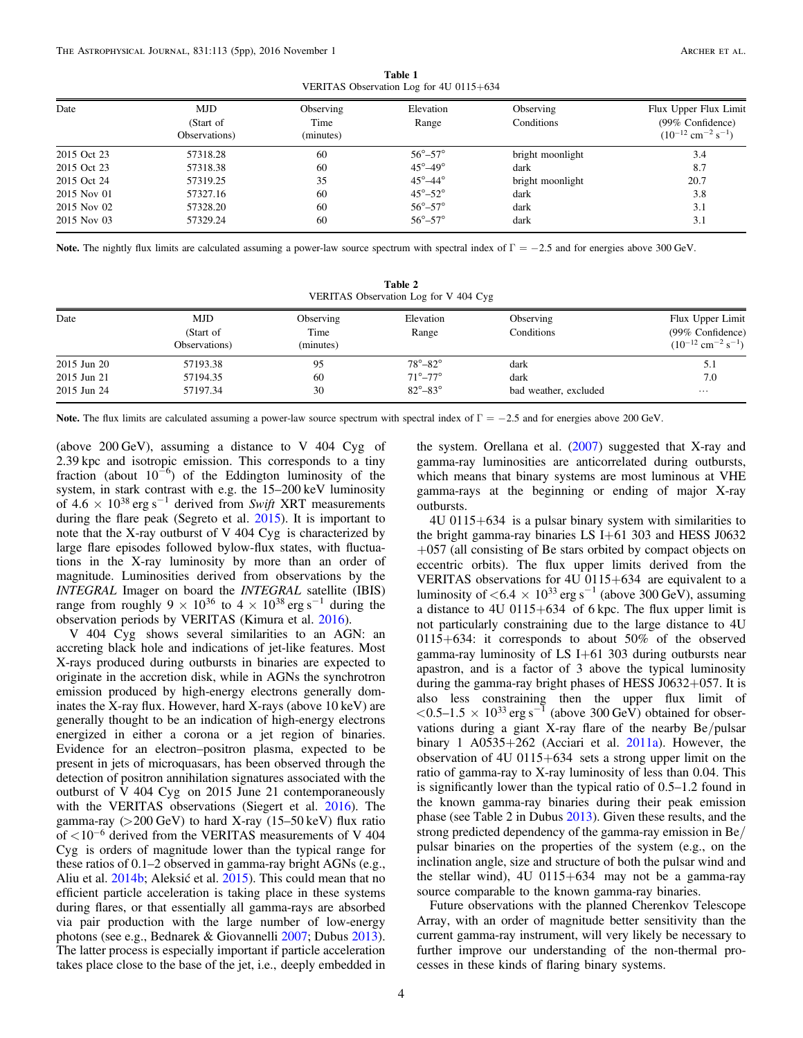**Table 1**
VERITAS Observation Log for 4U 0115+634

| Date | MJD (Start of Observations) | Observing Time (minutes) | Elevation Range | Observing Conditions | Flux Upper Flux Limit (99% Confidence) ($10^{-12}$ cm$^{-2}$ s$^{-1}$) |
|---|---|---|---|---|---|
| 2015 Oct 23 | 57318.28 | 60 | 56°–57° | bright moonlight | 3.4 |
| 2015 Oct 23 | 57318.38 | 60 | 45°–49° | dark | 8.7 |
| 2015 Oct 24 | 57319.25 | 35 | 45°–44° | bright moonlight | 20.7 |
| 2015 Nov 01 | 57327.16 | 60 | 45°–52° | dark | 3.8 |
| 2015 Nov 02 | 57328.20 | 60 | 56°–57° | dark | 3.1 |
| 2015 Nov 03 | 57329.24 | 60 | 56°–57° | dark | 3.1 |

**Note.** The nightly flux limits are calculated assuming a power-law source spectrum with spectral index of $\Gamma = -2.5$ and for energies above 300 GeV.

**Table 2**
VERITAS Observation Log for V 404 Cyg

| Date | MJD (Start of Observations) | Observing Time (minutes) | Elevation Range | Observing Conditions | Flux Upper Limit (99% Confidence) ($10^{-12}$ cm$^{-2}$ s$^{-1}$) |
|---|---|---|---|---|---|
| 2015 Jun 20 | 57193.38 | 95 | 78°–82° | dark | 5.1 |
| 2015 Jun 21 | 57194.35 | 60 | 71°–77° | dark | 7.0 |
| 2015 Jun 24 | 57197.34 | 30 | 82°–83° | bad weather, excluded | ... |

**Note.** The flux limits are calculated assuming a power-law source spectrum with spectral index of $\Gamma = -2.5$ and for energies above 200 GeV.

(above 200 GeV), assuming a distance to V 404 Cyg of 2.39 kpc and isotropic emission. This corresponds to a tiny fraction (about $10^{-6}$) of the Eddington luminosity of the system, in stark contrast with e.g. the 15–200 keV luminosity of $4.6 \times 10^{38}$ erg s$^{-1}$ derived from *Swift* XRT measurements during the flare peak (Segreto et al. 2015). It is important to note that the X-ray outburst of V 404 Cyg is characterized by large flare episodes followed bylow-flux states, with fluctuations in the X-ray luminosity by more than an order of magnitude. Luminosities derived from observations by the *INTEGRAL* Imager on board the *INTEGRAL* satellite (IBIS) range from roughly $9 \times 10^{36}$ to $4 \times 10^{38}$ erg s$^{-1}$ during the observation periods by VERITAS (Kimura et al. 2016).

V 404 Cyg shows several similarities to an AGN: an accreting black hole and indications of jet-like features. Most X-rays produced during outbursts in binaries are expected to originate in the accretion disk, while in AGNs the synchrotron emission produced by high-energy electrons generally dominates the X-ray flux. However, hard X-rays (above 10 keV) are generally thought to be an indication of high-energy electrons energized in either a corona or a jet region of binaries. Evidence for an electron–positron plasma, expected to be present in jets of microquasars, has been observed through the detection of positron annihilation signatures associated with the outburst of V 404 Cyg on 2015 June 21 contemporaneously with the VERITAS observations (Siegert et al. 2016). The gamma-ray (>200 GeV) to hard X-ray (15–50 keV) flux ratio of $<10^{-6}$ derived from the VERITAS measurements of V 404 Cyg is orders of magnitude lower than the typical range for these ratios of 0.1–2 observed in gamma-ray bright AGNs (e.g., Aliu et al. 2014b; Aleksić et al. 2015). This could mean that no efficient particle acceleration is taking place in these systems during flares, or that essentially all gamma-rays are absorbed via pair production with the large number of low-energy photons (see e.g., Bednarek & Giovannelli 2007; Dubus 2013). The latter process is especially important if particle acceleration takes place close to the base of the jet, i.e., deeply embedded in the system. Orellana et al. (2007) suggested that X-ray and gamma-ray luminosities are anticorrelated during outbursts, which means that binary systems are most luminous at VHE gamma-rays at the beginning or ending of major X-ray outbursts.

4U 0115+634 is a pulsar binary system with similarities to the bright gamma-ray binaries LS I+61 303 and HESS J0632+057 (all consisting of Be stars orbited by compact objects on eccentric orbits). The flux upper limits derived from the VERITAS observations for 4U 0115+634 are equivalent to a luminosity of $<6.4 \times 10^{33}$ erg s$^{-1}$ (above 300 GeV), assuming a distance to 4U 0115+634 of 6 kpc. The flux upper limit is not particularly constraining due to the large distance to 4U 0115+634: it corresponds to about 50% of the observed gamma-ray luminosity of LS I+61 303 during outbursts near apastron, and is a factor of 3 above the typical luminosity during the gamma-ray bright phases of HESS J0632+057. It is also less constraining then the upper flux limit of $<0.5–1.5 \times 10^{33}$ erg s$^{-1}$ (above 300 GeV) obtained for observations during a giant X-ray flare of the nearby Be/pulsar binary 1 A0535+262 (Acciari et al. 2011a). However, the observation of 4U 0115+634 sets a strong upper limit on the ratio of gamma-ray to X-ray luminosity of less than 0.04. This is significantly lower than the typical ratio of 0.5–1.2 found in the known gamma-ray binaries during their peak emission phase (see Table 2 in Dubus 2013). Given these results, and the strong predicted dependency of the gamma-ray emission in Be/pulsar binaries on the properties of the system (e.g., on the inclination angle, size and structure of both the pulsar wind and the stellar wind), 4U 0115+634 may not be a gamma-ray source comparable to the known gamma-ray binaries.

Future observations with the planned Cherenkov Telescope Array, with an order of magnitude better sensitivity than the current gamma-ray instrument, will very likely be necessary to further improve our understanding of the non-thermal processes in these kinds of flaring binary systems.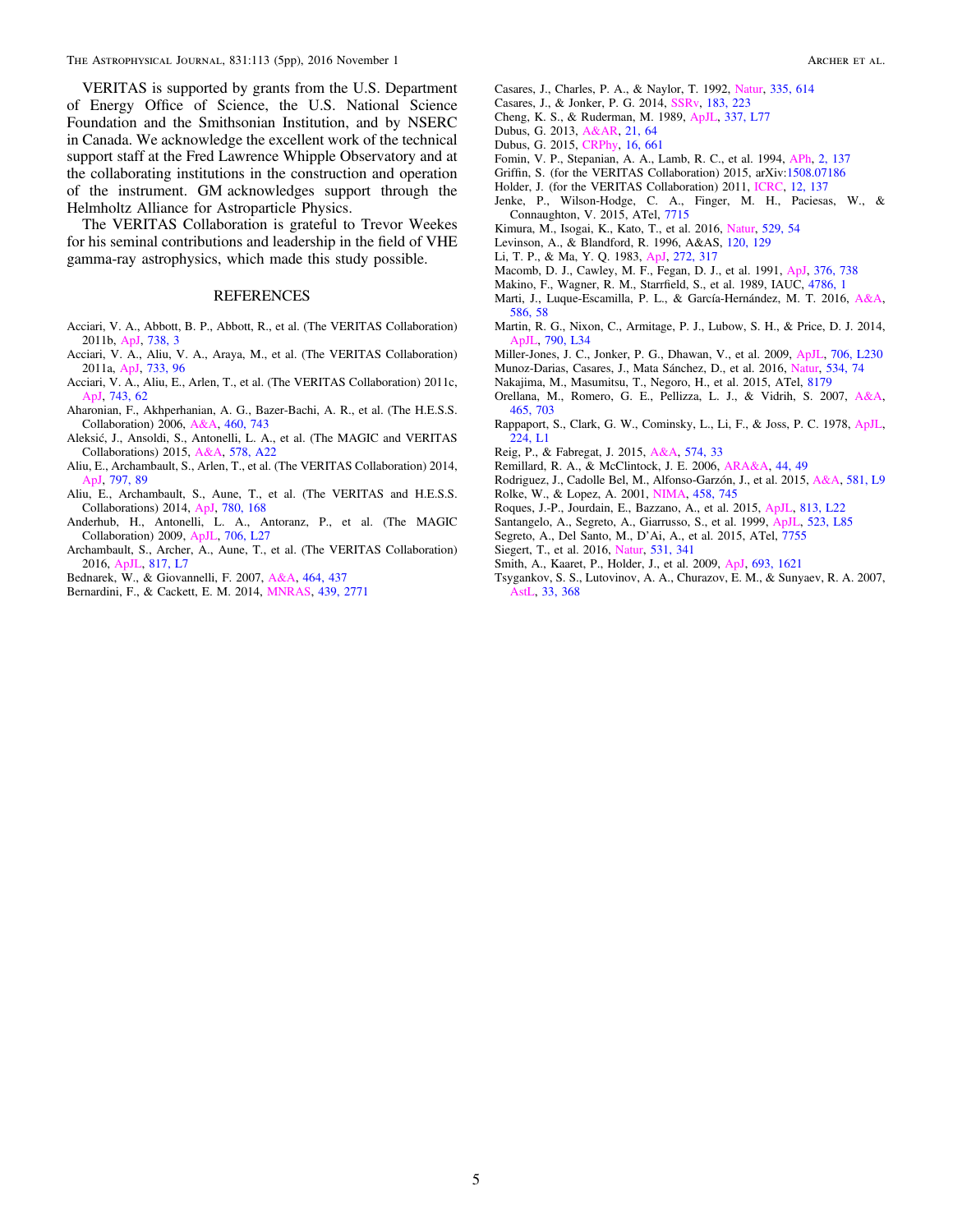VERITAS is supported by grants from the U.S. Department of Energy Office of Science, the U.S. National Science Foundation and the Smithsonian Institution, and by NSERC in Canada. We acknowledge the excellent work of the technical support staff at the Fred Lawrence Whipple Observatory and at the collaborating institutions in the construction and operation of the instrument. GM acknowledges support through the Helmholtz Alliance for Astroparticle Physics.

The VERITAS Collaboration is grateful to Trevor Weekes for his seminal contributions and leadership in the field of VHE gamma-ray astrophysics, which made this study possible.

## REFERENCES

Acciari, V. A., Abbott, B. P., Abbott, R., et al. (The VERITAS Collaboration) 2011b, ApJ, 738, 3
Acciari, V. A., Aliu, V. A., Araya, M., et al. (The VERITAS Collaboration) 2011a, ApJ, 733, 96
Acciari, V. A., Aliu, E., Arlen, T., et al. (The VERITAS Collaboration) 2011c, ApJ, 743, 62
Aharonian, F., Akhperhanian, A. G., Bazer-Bachi, A. R., et al. (The H.E.S.S. Collaboration) 2006, A&A, 460, 743
Aleksić, J., Ansoldi, S., Antonelli, L. A., et al. (The MAGIC and VERITAS Collaborations) 2015, A&A, 578, A22
Aliu, E., Archambault, S., Arlen, T., et al. (The VERITAS Collaboration) 2014, ApJ, 797, 89
Aliu, E., Archambault, S., Aune, T., et al. (The VERITAS and H.E.S.S. Collaborations) 2014, ApJ, 780, 168
Anderhub, H., Antonelli, L. A., Antoranz, P., et al. (The MAGIC Collaboration) 2009, ApJL, 706, L27
Archambault, S., Archer, A., Aune, T., et al. (The VERITAS Collaboration) 2016, ApJL, 817, L7
Bednarek, W., & Giovannelli, F. 2007, A&A, 464, 437
Bernardini, F., & Cackett, E. M. 2014, MNRAS, 439, 2771
Casares, J., Charles, P. A., & Naylor, T. 1992, Natur, 335, 614
Casares, J., & Jonker, P. G. 2014, SSRv, 183, 223
Cheng, K. S., & Ruderman, M. 1989, ApJL, 337, L77
Dubus, G. 2013, A&AR, 21, 64
Dubus, G. 2015, CRPhy, 16, 661
Fomin, V. P., Stepanian, A. A., Lamb, R. C., et al. 1994, APh, 2, 137
Griffin, S. (for the VERITAS Collaboration) 2015, arXiv:1508.07186
Holder, J. (for the VERITAS Collaboration) 2011, ICRC, 12, 137
Jenke, P., Wilson-Hodge, C. A., Finger, M. H., Paciesas, W., & Connaughton, V. 2015, ATel, 7715
Kimura, M., Isogai, K., Kato, T., et al. 2016, Natur, 529, 54
Levinson, A., & Blandford, R. 1996, A&AS, 120, 129
Li, T. P., & Ma, Y. Q. 1983, ApJ, 272, 317
Macomb, D. J., Cawley, M. F., Fegan, D. J., et al. 1991, ApJ, 376, 738
Makino, F., Wagner, R. M., Starrfield, S., et al. 1989, IAUC, 4786, 1
Marti, J., Luque-Escamilla, P. L., & García-Hernández, M. T. 2016, A&A, 586, 58
Martin, R. G., Nixon, C., Armitage, P. J., Lubow, S. H., & Price, D. J. 2014, ApJL, 790, L34
Miller-Jones, J. C., Jonker, P. G., Dhawan, V., et al. 2009, ApJL, 706, L230
Munoz-Darias, Casares, J., Mata Sánchez, D., et al. 2016, Natur, 534, 74
Nakajima, M., Masumitsu, T., Negoro, H., et al. 2015, ATel, 8179
Orellana, M., Romero, G. E., Pellizza, L. J., & Vidrih, S. 2007, A&A, 465, 703
Rappaport, S., Clark, G. W., Cominsky, L., Li, F., & Joss, P. C. 1978, ApJL, 224, L1
Reig, P., & Fabregat, J. 2015, A&A, 574, 33
Remillard, R. A., & McClintock, J. E. 2006, ARA&A, 44, 49
Rodriguez, J., Cadolle Bel, M., Alfonso-Garzón, J., et al. 2015, A&A, 581, L9
Rolke, W., & Lopez, A. 2001, NIMA, 458, 745
Roques, J.-P., Jourdain, E., Bazzano, A., et al. 2015, ApJL, 813, L22
Santangelo, A., Segreto, A., Giarrusso, S., et al. 1999, ApJL, 523, L85
Segreto, A., Del Santo, M., D'Ai, A., et al. 2015, ATel, 7755
Siegert, T., et al. 2016, Natur, 531, 341
Smith, A., Kaaret, P., Holder, J., et al. 2009, ApJ, 693, 1621
Tsygankov, S. S., Lutovinov, A. A., Churazov, E. M., & Sunyaev, R. A. 2007, AstL, 33, 368